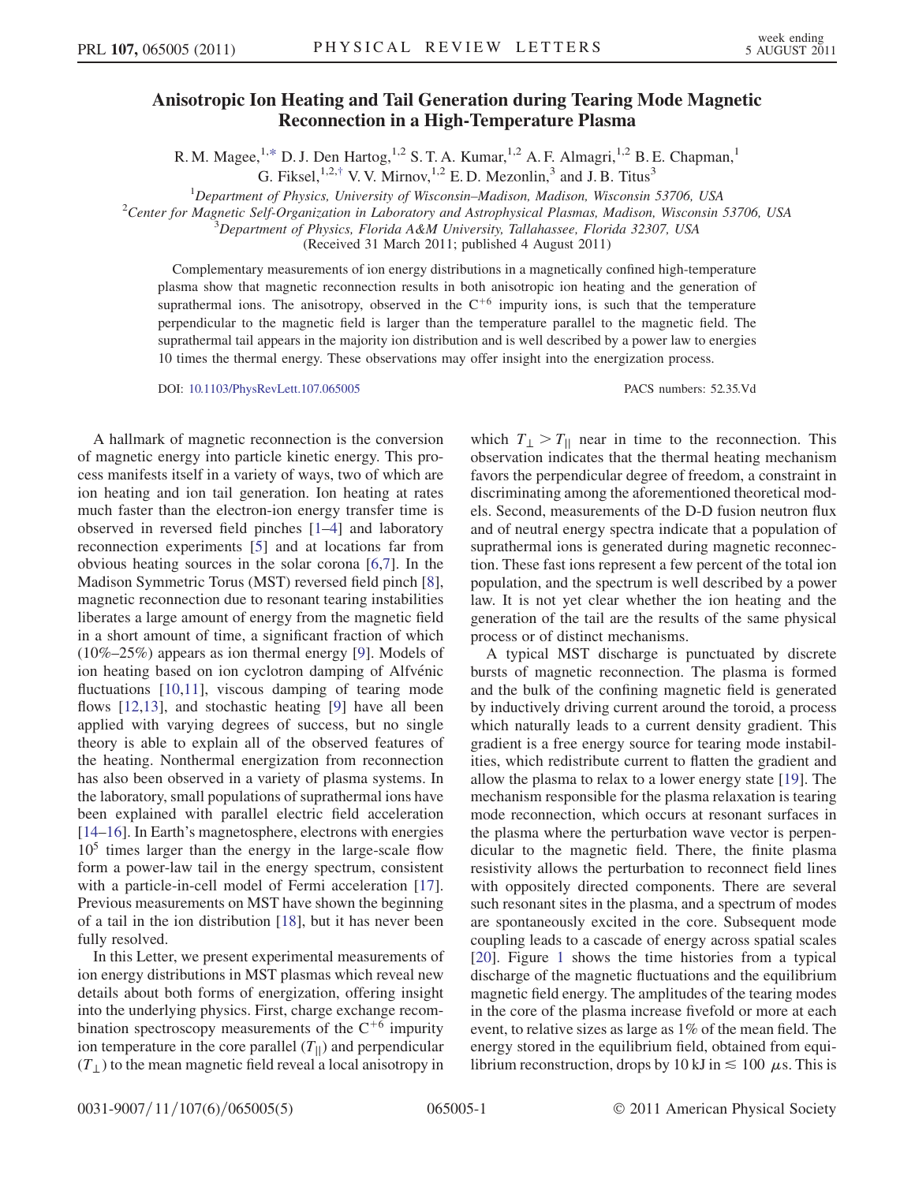# Anisotropic Ion Heating and Tail Generation during Tearing Mode Magnetic Reconnection in a High-Temperature Plasma

R. M. Magee,[1,*] D. J. Den Hartog,[1,2] S. T. A. Kumar,[1,2] A. F. Almagri,[1,2] B. E. Chapman,[1] G. Fiksel,[1,2,†] V. V. Mirnov,[1,2] E. D. Mezonlin,[3] and J. B. Titus[3]

[1]Department of Physics, University of Wisconsin–Madison, Madison, Wisconsin 53706, USA
[2]Center for Magnetic Self-Organization in Laboratory and Astrophysical Plasmas, Madison, Wisconsin 53706, USA
[3]Department of Physics, Florida A&M University, Tallahassee, Florida 32307, USA

(Received 31 March 2011; published 4 August 2011)

Complementary measurements of ion energy distributions in a magnetically confined high-temperature plasma show that magnetic reconnection results in both anisotropic ion heating and the generation of suprathermal ions. The anisotropy, observed in the $C^{+6}$ impurity ions, is such that the temperature perpendicular to the magnetic field is larger than the temperature parallel to the magnetic field. The suprathermal tail appears in the majority ion distribution and is well described by a power law to energies 10 times the thermal energy. These observations may offer insight into the energization process.

DOI: 10.1103/PhysRevLett.107.065005 PACS numbers: 52.35.Vd

A hallmark of magnetic reconnection is the conversion of magnetic energy into particle kinetic energy. This process manifests itself in a variety of ways, two of which are ion heating and ion tail generation. Ion heating at rates much faster than the electron-ion energy transfer time is observed in reversed field pinches [1–4] and laboratory reconnection experiments [5] and at locations far from obvious heating sources in the solar corona [6,7]. In the Madison Symmetric Torus (MST) reversed field pinch [8], magnetic reconnection due to resonant tearing instabilities liberates a large amount of energy from the magnetic field in a short amount of time, a significant fraction of which (10%–25%) appears as ion thermal energy [9]. Models of ion heating based on ion cyclotron damping of Alfvénic fluctuations [10,11], viscous damping of tearing mode flows [12,13], and stochastic heating [9] have all been applied with varying degrees of success, but no single theory is able to explain all of the observed features of the heating. Nonthermal energization from reconnection has also been observed in a variety of plasma systems. In the laboratory, small populations of suprathermal ions have been explained with parallel electric field acceleration [14–16]. In Earth's magnetosphere, electrons with energies $10^5$ times larger than the energy in the large-scale flow form a power-law tail in the energy spectrum, consistent with a particle-in-cell model of Fermi acceleration [17]. Previous measurements on MST have shown the beginning of a tail in the ion distribution [18], but it has never been fully resolved.

In this Letter, we present experimental measurements of ion energy distributions in MST plasmas which reveal new details about both forms of energization, offering insight into the underlying physics. First, charge exchange recombination spectroscopy measurements of the $C^{+6}$ impurity ion temperature in the core parallel ($T_{||}$) and perpendicular ($T_{\perp}$) to the mean magnetic field reveal a local anisotropy in which $T_{\perp} > T_{||}$ near in time to the reconnection. This observation indicates that the thermal heating mechanism favors the perpendicular degree of freedom, a constraint in discriminating among the aforementioned theoretical models. Second, measurements of the D-D fusion neutron flux and of neutral energy spectra indicate that a population of suprathermal ions is generated during magnetic reconnection. These fast ions represent a few percent of the total ion population, and the spectrum is well described by a power law. It is not yet clear whether the ion heating and the generation of the tail are the results of the same physical process or of distinct mechanisms.

A typical MST discharge is punctuated by discrete bursts of magnetic reconnection. The plasma is formed and the bulk of the confining magnetic field is generated by inductively driving current around the toroid, a process which naturally leads to a current density gradient. This gradient is a free energy source for tearing mode instabilities, which redistribute current to flatten the gradient and allow the plasma to relax to a lower energy state [19]. The mechanism responsible for the plasma relaxation is tearing mode reconnection, which occurs at resonant surfaces in the plasma where the perturbation wave vector is perpendicular to the magnetic field. There, the finite plasma resistivity allows the perturbation to reconnect field lines with oppositely directed components. There are several such resonant sites in the plasma, and a spectrum of modes are spontaneously excited in the core. Subsequent mode coupling leads to a cascade of energy across spatial scales [20]. Figure 1 shows the time histories from a typical discharge of the magnetic fluctuations and the equilibrium magnetic field energy. The amplitudes of the tearing modes in the core of the plasma increase fivefold or more at each event, to relative sizes as large as 1% of the mean field. The energy stored in the equilibrium field, obtained from equilibrium reconstruction, drops by 10 kJ in $\lesssim 100\ \mu s$. This is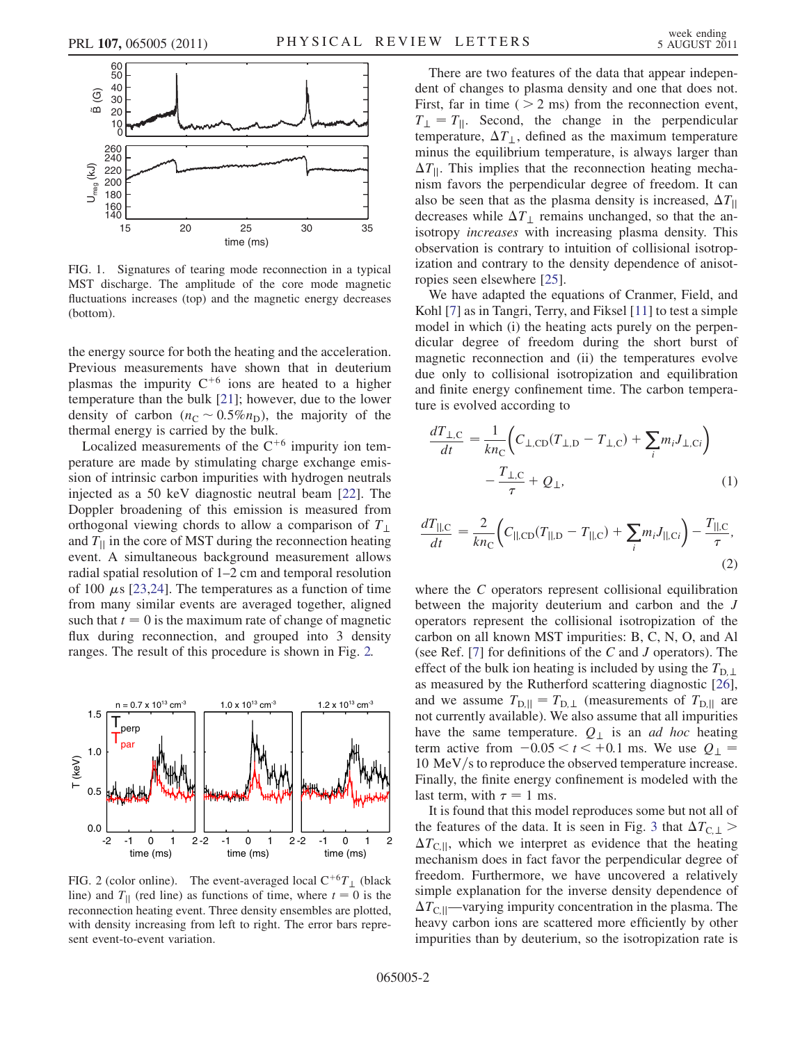FIG. 1. Signatures of tearing mode reconnection in a typical MST discharge. The amplitude of the core mode magnetic fluctuations increases (top) and the magnetic energy decreases (bottom).

the energy source for both the heating and the acceleration. Previous measurements have shown that in deuterium plasmas the impurity $C^{+6}$ ions are heated to a higher temperature than the bulk [21]; however, due to the lower density of carbon ($n_C \sim 0.5\% n_D$), the majority of the thermal energy is carried by the bulk.

Localized measurements of the $C^{+6}$ impurity ion temperature are made by stimulating charge exchange emission of intrinsic carbon impurities with hydrogen neutrals injected as a 50 keV diagnostic neutral beam [22]. The Doppler broadening of this emission is measured from orthogonal viewing chords to allow a comparison of $T_\perp$ and $T_{||}$ in the core of MST during the reconnection heating event. A simultaneous background measurement allows radial spatial resolution of 1–2 cm and temporal resolution of 100 $\mu$s [23,24]. The temperatures as a function of time from many similar events are averaged together, aligned such that $t = 0$ is the maximum rate of change of magnetic flux during reconnection, and grouped into 3 density ranges. The result of this procedure is shown in Fig. 2.

FIG. 2 (color online). The event-averaged local $C^{+6}T_\perp$ (black line) and $T_{||}$ (red line) as functions of time, where $t = 0$ is the reconnection heating event. Three density ensembles are plotted, with density increasing from left to right. The error bars represent event-to-event variation.

There are two features of the data that appear independent of changes to plasma density and one that does not. First, far in time ($> 2$ ms) from the reconnection event, $T_\perp = T_{||}$. Second, the change in the perpendicular temperature, $\Delta T_\perp$, defined as the maximum temperature minus the equilibrium temperature, is always larger than $\Delta T_{||}$. This implies that the reconnection heating mechanism favors the perpendicular degree of freedom. It can also be seen that as the plasma density is increased, $\Delta T_{||}$ decreases while $\Delta T_\perp$ remains unchanged, so that the anisotropy *increases* with increasing plasma density. This observation is contrary to intuition of collisional isotropization and contrary to the density dependence of anisotropies seen elsewhere [25].

We have adapted the equations of Cranmer, Field, and Kohl [7] as in Tangri, Terry, and Fiksel [11] to test a simple model in which (i) the heating acts purely on the perpendicular degree of freedom during the short burst of magnetic reconnection and (ii) the temperatures evolve due only to collisional isotropization and equilibration and finite energy confinement time. The carbon temperature is evolved according to

$$\frac{dT_{\perp,C}}{dt} = \frac{1}{kn_C}\Big(C_{\perp,CD}(T_{\perp,D} - T_{\perp,C}) + \sum_i m_i J_{\perp,Ci}\Big) - \frac{T_{\perp,C}}{\tau} + Q_\perp, \tag{1}$$

$$\frac{dT_{||,C}}{dt} = \frac{2}{kn_C}\Big(C_{||,CD}(T_{||,D} - T_{||,C}) + \sum_i m_i J_{||,Ci}\Big) - \frac{T_{||,C}}{\tau}, \tag{2}$$

where the $C$ operators represent collisional equilibration between the majority deuterium and carbon and the $J$ operators represent the collisional isotropization of the carbon on all known MST impurities: B, C, N, O, and Al (see Ref. [7] for definitions of the $C$ and $J$ operators). The effect of the bulk ion heating is included by using the $T_{D,\perp}$ as measured by the Rutherford scattering diagnostic [26], and we assume $T_{D,||} = T_{D,\perp}$ (measurements of $T_{D,||}$ are not currently available). We also assume that all impurities have the same temperature. $Q_\perp$ is an *ad hoc* heating term active from $-0.05 < t < +0.1$ ms. We use $Q_\perp = 10$ MeV/s to reproduce the observed temperature increase. Finally, the finite energy confinement is modeled with the last term, with $\tau = 1$ ms.

It is found that this model reproduces some but not all of the features of the data. It is seen in Fig. 3 that $\Delta T_{C,\perp} > \Delta T_{C,||}$, which we interpret as evidence that the heating mechanism does in fact favor the perpendicular degree of freedom. Furthermore, we have uncovered a relatively simple explanation for the inverse density dependence of $\Delta T_{C,||}$—varying impurity concentration in the plasma. The heavy carbon ions are scattered more efficiently by other impurities than by deuterium, so the isotropization rate is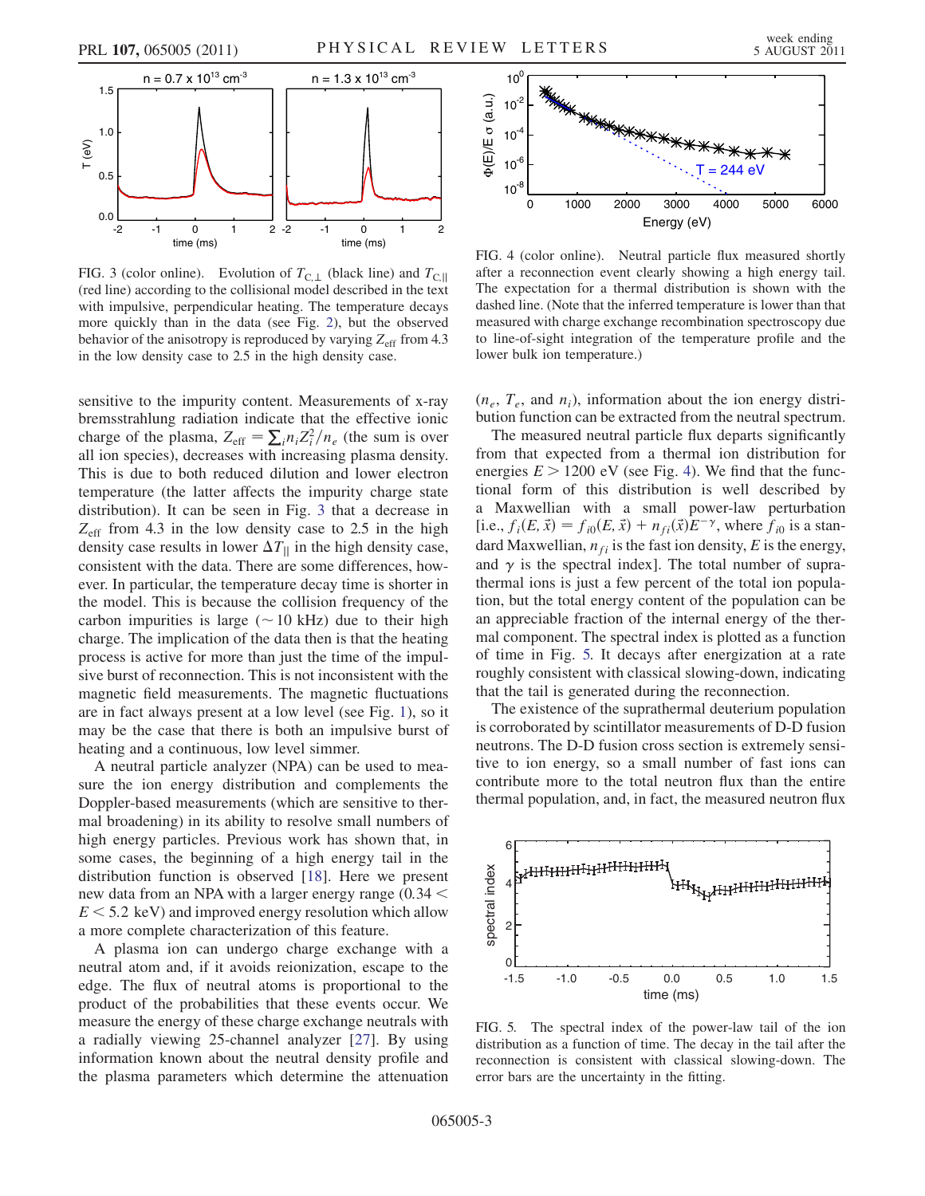FIG. 3 (color online). Evolution of $T_{C,\perp}$ (black line) and $T_{C,\|}$ (red line) according to the collisional model described in the text with impulsive, perpendicular heating. The temperature decays more quickly than in the data (see Fig. 2), but the observed behavior of the anisotropy is reproduced by varying $Z_{\rm eff}$ from 4.3 in the low density case to 2.5 in the high density case.

sensitive to the impurity content. Measurements of x-ray bremsstrahlung radiation indicate that the effective ionic charge of the plasma, $Z_{\rm eff} = \sum_i n_i Z_i^2/n_e$ (the sum is over all ion species), decreases with increasing plasma density. This is due to both reduced dilution and lower electron temperature (the latter affects the impurity charge state distribution). It can be seen in Fig. 3 that a decrease in $Z_{\rm eff}$ from 4.3 in the low density case to 2.5 in the high density case results in lower $\Delta T_{\|}$ in the high density case, consistent with the data. There are some differences, however. In particular, the temperature decay time is shorter in the model. This is because the collision frequency of the carbon impurities is large ($\sim 10$ kHz) due to their high charge. The implication of the data then is that the heating process is active for more than just the time of the impulsive burst of reconnection. This is not inconsistent with the magnetic field measurements. The magnetic fluctuations are in fact always present at a low level (see Fig. 1), so it may be the case that there is both an impulsive burst of heating and a continuous, low level simmer.

A neutral particle analyzer (NPA) can be used to measure the ion energy distribution and complements the Doppler-based measurements (which are sensitive to thermal broadening) in its ability to resolve small numbers of high energy particles. Previous work has shown that, in some cases, the beginning of a high energy tail in the distribution function is observed [18]. Here we present new data from an NPA with a larger energy range ($0.34 < E < 5.2$ keV) and improved energy resolution which allow a more complete characterization of this feature.

A plasma ion can undergo charge exchange with a neutral atom and, if it avoids reionization, escape to the edge. The flux of neutral atoms is proportional to the product of the probabilities that these events occur. We measure the energy of these charge exchange neutrals with a radially viewing 25-channel analyzer [27]. By using information known about the neutral density profile and the plasma parameters which determine the attenuation ($n_e$, $T_e$, and $n_i$), information about the ion energy distribution function can be extracted from the neutral spectrum.

FIG. 4 (color online). Neutral particle flux measured shortly after a reconnection event clearly showing a high energy tail. The expectation for a thermal distribution is shown with the dashed line. (Note that the inferred temperature is lower than that measured with charge exchange recombination spectroscopy due to line-of-sight integration of the temperature profile and the lower bulk ion temperature.)

The measured neutral particle flux departs significantly from that expected from a thermal ion distribution for energies $E > 1200$ eV (see Fig. 4). We find that the functional form of this distribution is well described by a Maxwellian with a small power-law perturbation [i.e., $f_i(E, \vec{x}) = f_{i0}(E, \vec{x}) + n_{fi}(\vec{x})E^{-\gamma}$, where $f_{i0}$ is a standard Maxwellian, $n_{fi}$ is the fast ion density, $E$ is the energy, and $\gamma$ is the spectral index]. The total number of suprathermal ions is just a few percent of the total ion population, but the total energy content of the population can be an appreciable fraction of the internal energy of the thermal component. The spectral index is plotted as a function of time in Fig. 5. It decays after energization at a rate roughly consistent with classical slowing-down, indicating that the tail is generated during the reconnection.

The existence of the suprathermal deuterium population is corroborated by scintillator measurements of D-D fusion neutrons. The D-D fusion cross section is extremely sensitive to ion energy, so a small number of fast ions can contribute more to the total neutron flux than the entire thermal population, and, in fact, the measured neutron flux

FIG. 5. The spectral index of the power-law tail of the ion distribution as a function of time. The decay in the tail after the reconnection is consistent with classical slowing-down. The error bars are the uncertainty in the fitting.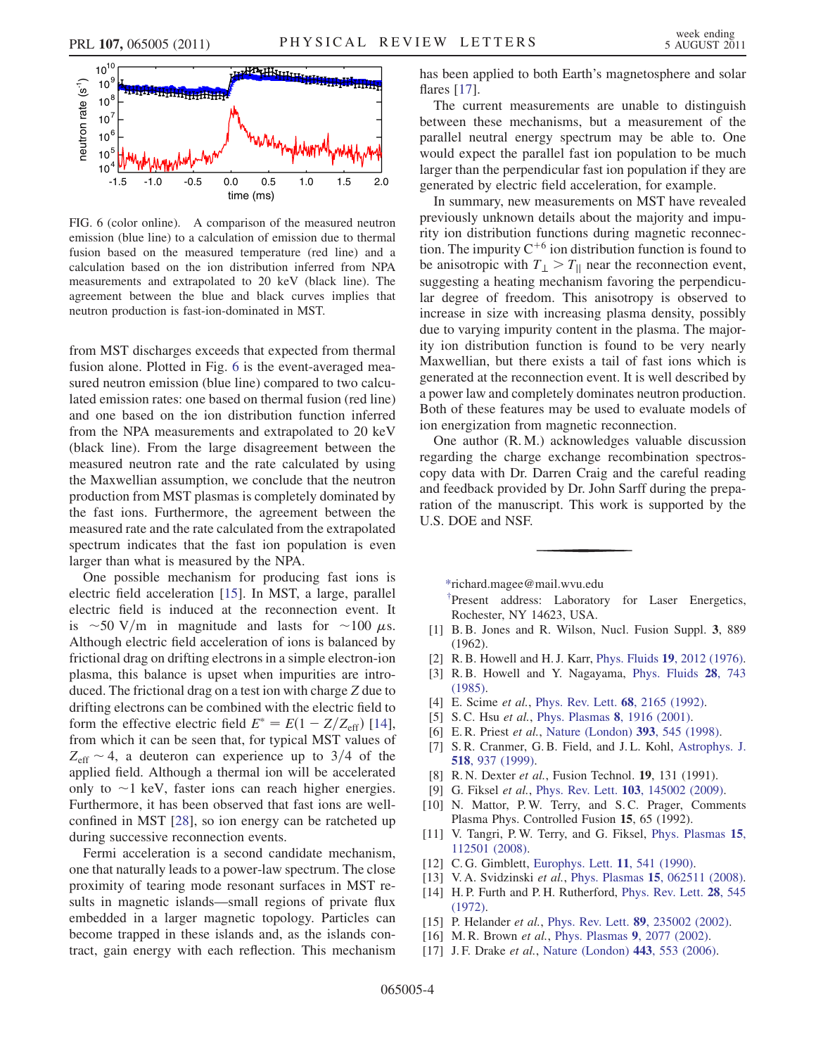FIG. 6 (color online). A comparison of the measured neutron emission (blue line) to a calculation of emission due to thermal fusion based on the measured temperature (red line) and a calculation based on the ion distribution inferred from NPA measurements and extrapolated to 20 keV (black line). The agreement between the blue and black curves implies that neutron production is fast-ion-dominated in MST.

from MST discharges exceeds that expected from thermal fusion alone. Plotted in Fig. 6 is the event-averaged measured neutron emission (blue line) compared to two calculated emission rates: one based on thermal fusion (red line) and one based on the ion distribution function inferred from the NPA measurements and extrapolated to 20 keV (black line). From the large disagreement between the measured neutron rate and the rate calculated by using the Maxwellian assumption, we conclude that the neutron production from MST plasmas is completely dominated by the fast ions. Furthermore, the agreement between the measured rate and the rate calculated from the extrapolated spectrum indicates that the fast ion population is even larger than what is measured by the NPA.

One possible mechanism for producing fast ions is electric field acceleration [15]. In MST, a large, parallel electric field is induced at the reconnection event. It is $\sim 50$ V/m in magnitude and lasts for $\sim 100$ $\mu$s. Although electric field acceleration of ions is balanced by frictional drag on drifting electrons in a simple electron-ion plasma, this balance is upset when impurities are introduced. The frictional drag on a test ion with charge $Z$ due to drifting electrons can be combined with the electric field to form the effective electric field $E^* = E(1 - Z/Z_{\rm eff})$ [14], from which it can be seen that, for typical MST values of $Z_{\rm eff} \sim 4$, a deuteron can experience up to 3/4 of the applied field. Although a thermal ion will be accelerated only to $\sim 1$ keV, faster ions can reach higher energies. Furthermore, it has been observed that fast ions are well-confined in MST [28], so ion energy can be ratcheted up during successive reconnection events.

Fermi acceleration is a second candidate mechanism, one that naturally leads to a power-law spectrum. The close proximity of tearing mode resonant surfaces in MST results in magnetic islands—small regions of private flux embedded in a larger magnetic topology. Particles can become trapped in these islands and, as the islands contract, gain energy with each reflection. This mechanism has been applied to both Earth's magnetosphere and solar flares [17].

The current measurements are unable to distinguish between these mechanisms, but a measurement of the parallel neutral energy spectrum may be able to. One would expect the parallel fast ion population to be much larger than the perpendicular fast ion population if they are generated by electric field acceleration, for example.

In summary, new measurements on MST have revealed previously unknown details about the majority and impurity ion distribution functions during magnetic reconnection. The impurity $C^{+6}$ ion distribution function is found to be anisotropic with $T_\perp > T_\parallel$ near the reconnection event, suggesting a heating mechanism favoring the perpendicular degree of freedom. This anisotropy is observed to increase in size with increasing plasma density, possibly due to varying impurity content in the plasma. The majority ion distribution function is found to be very nearly Maxwellian, but there exists a tail of fast ions which is generated at the reconnection event. It is well described by a power law and completely dominates neutron production. Both of these features may be used to evaluate models of ion energization from magnetic reconnection.

One author (R. M.) acknowledges valuable discussion regarding the charge exchange recombination spectroscopy data with Dr. Darren Craig and the careful reading and feedback provided by Dr. John Sarff during the preparation of the manuscript. This work is supported by the U.S. DOE and NSF.

---

*richard.magee@mail.wvu.edu

†Present address: Laboratory for Laser Energetics, Rochester, NY 14623, USA.

[1] B. B. Jones and R. Wilson, Nucl. Fusion Suppl. **3**, 889 (1962).
[2] R. B. Howell and H. J. Karr, Phys. Fluids **19**, 2012 (1976).
[3] R. B. Howell and Y. Nagayama, Phys. Fluids **28**, 743 (1985).
[4] E. Scime *et al.*, Phys. Rev. Lett. **68**, 2165 (1992).
[5] S. C. Hsu *et al.*, Phys. Plasmas **8**, 1916 (2001).
[6] E. R. Priest *et al.*, Nature (London) **393**, 545 (1998).
[7] S. R. Cranmer, G. B. Field, and J. L. Kohl, Astrophys. J. **518**, 937 (1999).
[8] R. N. Dexter *et al.*, Fusion Technol. **19**, 131 (1991).
[9] G. Fiksel *et al.*, Phys. Rev. Lett. **103**, 145002 (2009).
[10] N. Mattor, P. W. Terry, and S. C. Prager, Comments Plasma Phys. Controlled Fusion **15**, 65 (1992).
[11] V. Tangri, P. W. Terry, and G. Fiksel, Phys. Plasmas **15**, 112501 (2008).
[12] C. G. Gimblett, Europhys. Lett. **11**, 541 (1990).
[13] V. A. Svidzinski *et al.*, Phys. Plasmas **15**, 062511 (2008).
[14] H. P. Furth and P. H. Rutherford, Phys. Rev. Lett. **28**, 545 (1972).
[15] P. Helander *et al.*, Phys. Rev. Lett. **89**, 235002 (2002).
[16] M. R. Brown *et al.*, Phys. Plasmas **9**, 2077 (2002).
[17] J. F. Drake *et al.*, Nature (London) **443**, 553 (2006).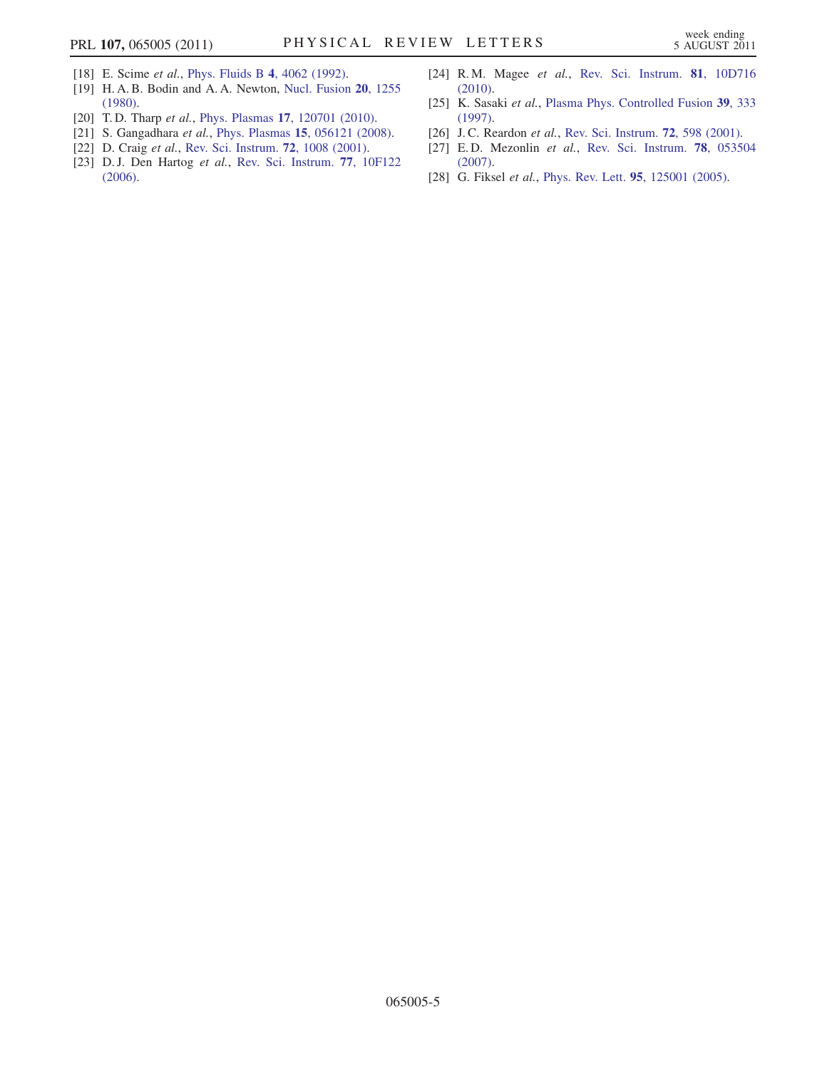[18] E. Scime *et al.*, Phys. Fluids B **4**, 4062 (1992).

[19] H. A. B. Bodin and A. A. Newton, Nucl. Fusion **20**, 1255 (1980).

[20] T. D. Tharp *et al.*, Phys. Plasmas **17**, 120701 (2010).

[21] S. Gangadhara *et al.*, Phys. Plasmas **15**, 056121 (2008).

[22] D. Craig *et al.*, Rev. Sci. Instrum. **72**, 1008 (2001).

[23] D. J. Den Hartog *et al.*, Rev. Sci. Instrum. **77**, 10F122 (2006).

[24] R. M. Magee *et al.*, Rev. Sci. Instrum. **81**, 10D716 (2010).

[25] K. Sasaki *et al.*, Plasma Phys. Controlled Fusion **39**, 333 (1997).

[26] J. C. Reardon *et al.*, Rev. Sci. Instrum. **72**, 598 (2001).

[27] E. D. Mezonlin *et al.*, Rev. Sci. Instrum. **78**, 053504 (2007).

[28] G. Fiksel *et al.*, Phys. Rev. Lett. **95**, 125001 (2005).